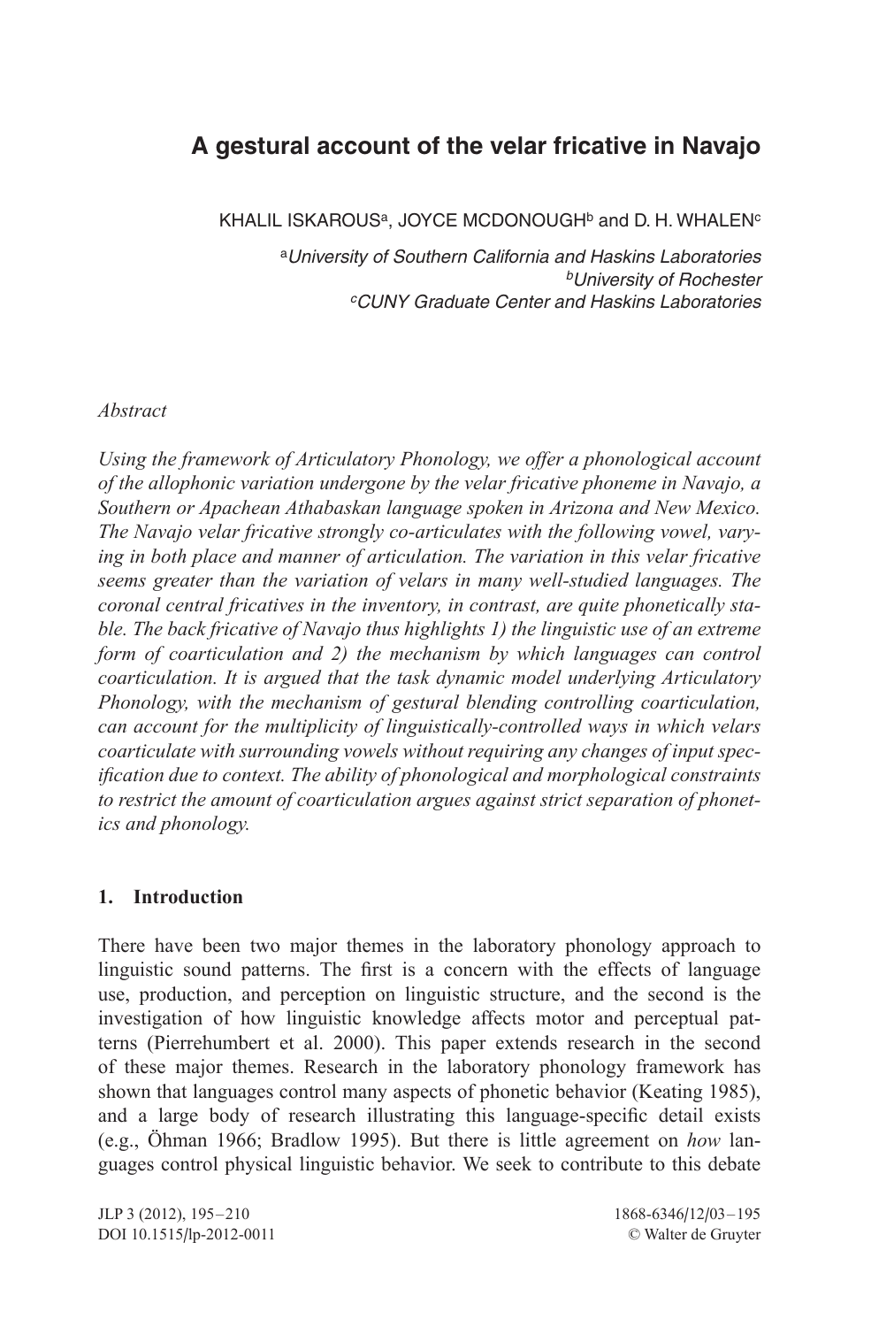# A gestural account of the velar fricative in Navajo

KHALIL ISKAROUS[a], JOYCE MCDONOUGH[b] and D. H. WHALEN[c]

[a]*University of Southern California and Haskins Laboratories*
[b]*University of Rochester*
[c]*CUNY Graduate Center and Haskins Laboratories*

*Abstract*

*Using the framework of Articulatory Phonology, we offer a phonological account of the allophonic variation undergone by the velar fricative phoneme in Navajo, a Southern or Apachean Athabaskan language spoken in Arizona and New Mexico. The Navajo velar fricative strongly co-articulates with the following vowel, varying in both place and manner of articulation. The variation in this velar fricative seems greater than the variation of velars in many well-studied languages. The coronal central fricatives in the inventory, in contrast, are quite phonetically stable. The back fricative of Navajo thus highlights 1) the linguistic use of an extreme form of coarticulation and 2) the mechanism by which languages can control coarticulation. It is argued that the task dynamic model underlying Articulatory Phonology, with the mechanism of gestural blending controlling coarticulation, can account for the multiplicity of linguistically-controlled ways in which velars coarticulate with surrounding vowels without requiring any changes of input specification due to context. The ability of phonological and morphological constraints to restrict the amount of coarticulation argues against strict separation of phonetics and phonology.*

## 1. Introduction

There have been two major themes in the laboratory phonology approach to linguistic sound patterns. The first is a concern with the effects of language use, production, and perception on linguistic structure, and the second is the investigation of how linguistic knowledge affects motor and perceptual patterns (Pierrehumbert et al. 2000). This paper extends research in the second of these major themes. Research in the laboratory phonology framework has shown that languages control many aspects of phonetic behavior (Keating 1985), and a large body of research illustrating this language-specific detail exists (e.g., Öhman 1966; Bradlow 1995). But there is little agreement on *how* languages control physical linguistic behavior. We seek to contribute to this debate

JLP 3 (2012), 195–210
DOI 10.1515/lp-2012-0011

1868-6346/12/03–195
© Walter de Gruyter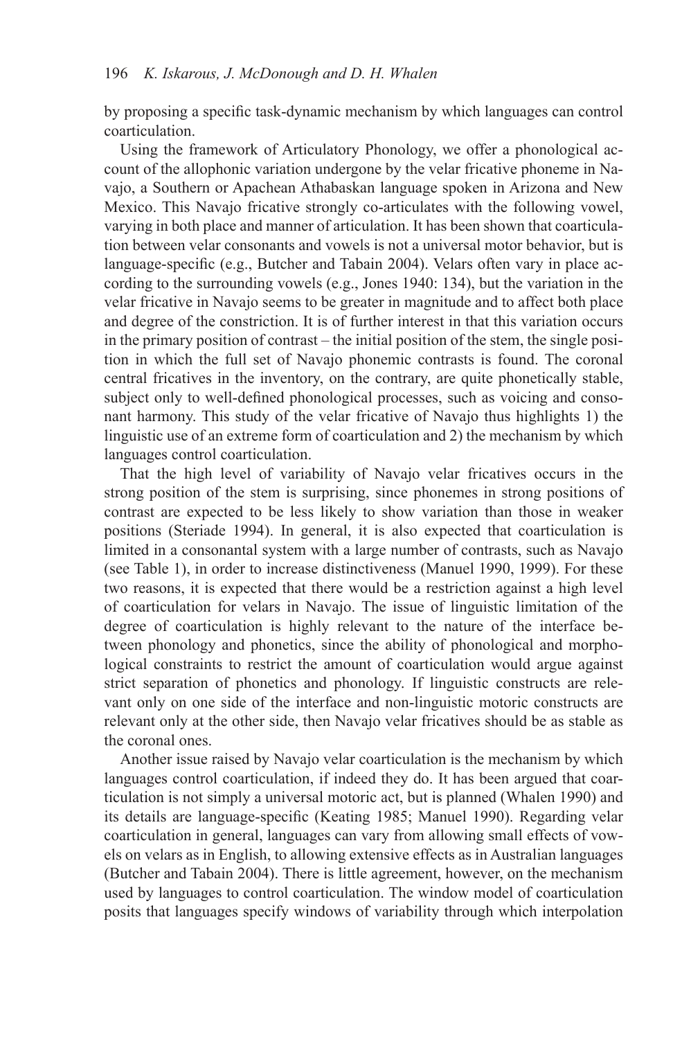by proposing a specific task-dynamic mechanism by which languages can control coarticulation.

Using the framework of Articulatory Phonology, we offer a phonological account of the allophonic variation undergone by the velar fricative phoneme in Navajo, a Southern or Apachean Athabaskan language spoken in Arizona and New Mexico. This Navajo fricative strongly co-articulates with the following vowel, varying in both place and manner of articulation. It has been shown that coarticulation between velar consonants and vowels is not a universal motor behavior, but is language-specific (e.g., Butcher and Tabain 2004). Velars often vary in place according to the surrounding vowels (e.g., Jones 1940: 134), but the variation in the velar fricative in Navajo seems to be greater in magnitude and to affect both place and degree of the constriction. It is of further interest in that this variation occurs in the primary position of contrast – the initial position of the stem, the single position in which the full set of Navajo phonemic contrasts is found. The coronal central fricatives in the inventory, on the contrary, are quite phonetically stable, subject only to well-defined phonological processes, such as voicing and consonant harmony. This study of the velar fricative of Navajo thus highlights 1) the linguistic use of an extreme form of coarticulation and 2) the mechanism by which languages control coarticulation.

That the high level of variability of Navajo velar fricatives occurs in the strong position of the stem is surprising, since phonemes in strong positions of contrast are expected to be less likely to show variation than those in weaker positions (Steriade 1994). In general, it is also expected that coarticulation is limited in a consonantal system with a large number of contrasts, such as Navajo (see Table 1), in order to increase distinctiveness (Manuel 1990, 1999). For these two reasons, it is expected that there would be a restriction against a high level of coarticulation for velars in Navajo. The issue of linguistic limitation of the degree of coarticulation is highly relevant to the nature of the interface between phonology and phonetics, since the ability of phonological and morphological constraints to restrict the amount of coarticulation would argue against strict separation of phonetics and phonology. If linguistic constructs are relevant only on one side of the interface and non-linguistic motoric constructs are relevant only at the other side, then Navajo velar fricatives should be as stable as the coronal ones.

Another issue raised by Navajo velar coarticulation is the mechanism by which languages control coarticulation, if indeed they do. It has been argued that coarticulation is not simply a universal motoric act, but is planned (Whalen 1990) and its details are language-specific (Keating 1985; Manuel 1990). Regarding velar coarticulation in general, languages can vary from allowing small effects of vowels on velars as in English, to allowing extensive effects as in Australian languages (Butcher and Tabain 2004). There is little agreement, however, on the mechanism used by languages to control coarticulation. The window model of coarticulation posits that languages specify windows of variability through which interpolation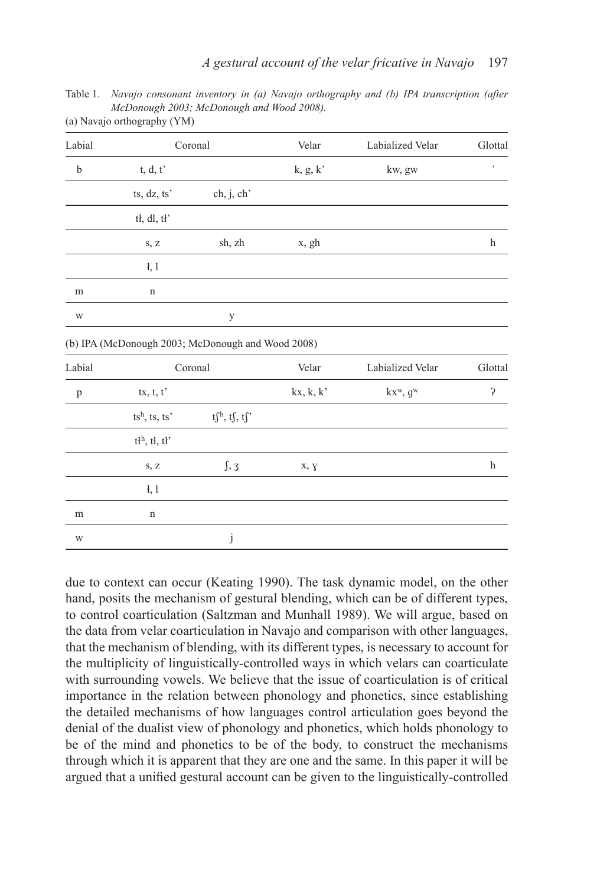Table 1. *Navajo consonant inventory in (a) Navajo orthography and (b) IPA transcription (after McDonough 2003; McDonough and Wood 2008).*

(a) Navajo orthography (YM)

| Labial | Coronal | | Velar | Labialized Velar | Glottal |
|---|---|---|---|---|---|
| b | t, d, t’ | | k, g, k’ | kw, gw | ’ |
| | ts, dz, ts’ | ch, j, ch’ | | | |
| | tł, dl, tł’ | | | | |
| | s, z | sh, zh | x, gh | | h |
| | ł, l | | | | |
| m | n | | | | |
| w | | y | | | |

(b) IPA (McDonough 2003; McDonough and Wood 2008)

| Labial | Coronal | | Velar | Labialized Velar | Glottal |
|---|---|---|---|---|---|
| p | tx, t, t’ | | kx, k, k’ | kx$^{w}$, g$^{w}$ | ʔ |
| | ts$^{h}$, ts, ts’ | tʃ$^{h}$, tʃ, tʃ’ | | | |
| | tł$^{h}$, tł, tł’ | | | | |
| | s, z | ʃ, ʒ | x, ɣ | | h |
| | ł, l | | | | |
| m | n | | | | |
| w | | j | | | |

due to context can occur (Keating 1990). The task dynamic model, on the other hand, posits the mechanism of gestural blending, which can be of different types, to control coarticulation (Saltzman and Munhall 1989). We will argue, based on the data from velar coarticulation in Navajo and comparison with other languages, that the mechanism of blending, with its different types, is necessary to account for the multiplicity of linguistically-controlled ways in which velars can coarticulate with surrounding vowels. We believe that the issue of coarticulation is of critical importance in the relation between phonology and phonetics, since establishing the detailed mechanisms of how languages control articulation goes beyond the denial of the dualist view of phonology and phonetics, which holds phonology to be of the mind and phonetics to be of the body, to construct the mechanisms through which it is apparent that they are one and the same. In this paper it will be argued that a unified gestural account can be given to the linguistically-controlled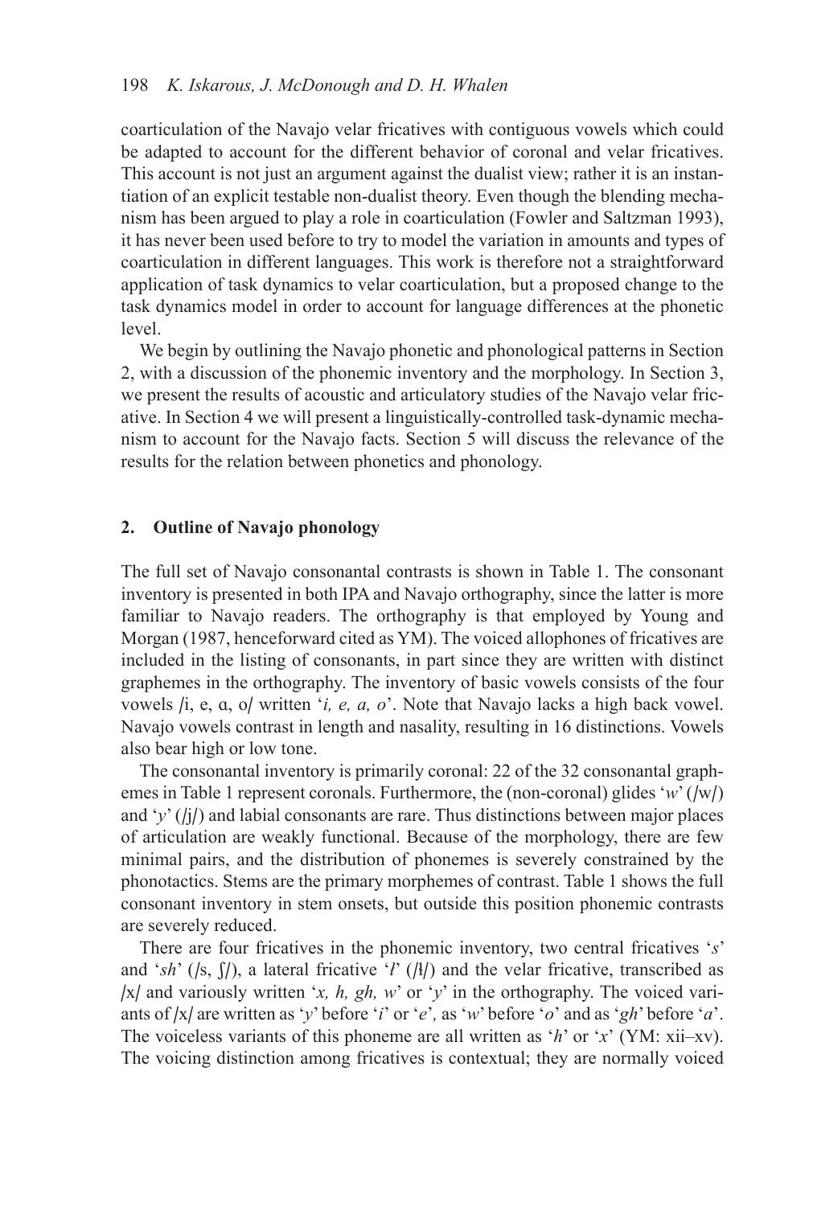coarticulation of the Navajo velar fricatives with contiguous vowels which could be adapted to account for the different behavior of coronal and velar fricatives. This account is not just an argument against the dualist view; rather it is an instantiation of an explicit testable non-dualist theory. Even though the blending mechanism has been argued to play a role in coarticulation (Fowler and Saltzman 1993), it has never been used before to try to model the variation in amounts and types of coarticulation in different languages. This work is therefore not a straightforward application of task dynamics to velar coarticulation, but a proposed change to the task dynamics model in order to account for language differences at the phonetic level.

We begin by outlining the Navajo phonetic and phonological patterns in Section 2, with a discussion of the phonemic inventory and the morphology. In Section 3, we present the results of acoustic and articulatory studies of the Navajo velar fricative. In Section 4 we will present a linguistically-controlled task-dynamic mechanism to account for the Navajo facts. Section 5 will discuss the relevance of the results for the relation between phonetics and phonology.

## 2. Outline of Navajo phonology

The full set of Navajo consonantal contrasts is shown in Table 1. The consonant inventory is presented in both IPA and Navajo orthography, since the latter is more familiar to Navajo readers. The orthography is that employed by Young and Morgan (1987, henceforward cited as YM). The voiced allophones of fricatives are included in the listing of consonants, in part since they are written with distinct graphemes in the orthography. The inventory of basic vowels consists of the four vowels /i, e, ɑ, o/ written '*i, e, a, o*'. Note that Navajo lacks a high back vowel. Navajo vowels contrast in length and nasality, resulting in 16 distinctions. Vowels also bear high or low tone.

The consonantal inventory is primarily coronal: 22 of the 32 consonantal graphemes in Table 1 represent coronals. Furthermore, the (non-coronal) glides '*w*' (/w/) and '*y*' (/j/) and labial consonants are rare. Thus distinctions between major places of articulation are weakly functional. Because of the morphology, there are few minimal pairs, and the distribution of phonemes is severely constrained by the phonotactics. Stems are the primary morphemes of contrast. Table 1 shows the full consonant inventory in stem onsets, but outside this position phonemic contrasts are severely reduced.

There are four fricatives in the phonemic inventory, two central fricatives '*s*' and '*sh*' (/s, ʃ/), a lateral fricative '*ł*' (/ɬ/) and the velar fricative, transcribed as /x/ and variously written '*x, h, gh, w*' or '*y*' in the orthography. The voiced variants of /x/ are written as '*y*' before '*i*' or '*e*', as '*w*' before '*o*' and as '*gh*' before '*a*'. The voiceless variants of this phoneme are all written as '*h*' or '*x*' (YM: xii–xv). The voicing distinction among fricatives is contextual; they are normally voiced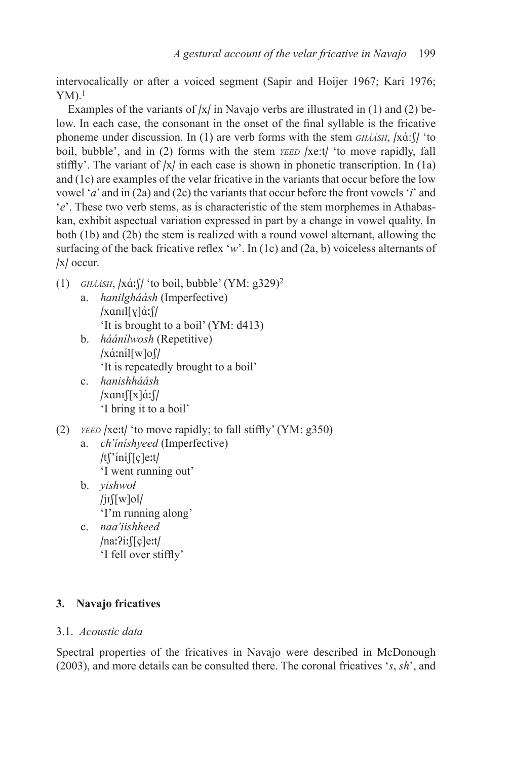intervocalically or after a voiced segment (Sapir and Hoijer 1967; Kari 1976; YM).[1]

Examples of the variants of /x/ in Navajo verbs are illustrated in (1) and (2) below. In each case, the consonant in the onset of the final syllable is the fricative phoneme under discussion. In (1) are verb forms with the stem *GHÁÁSH*, /xá:ʃ/ 'to boil, bubble', and in (2) forms with the stem *YEED* /xe:t/ 'to move rapidly, fall stiffly'. The variant of /x/ in each case is shown in phonetic transcription. In (1a) and (1c) are examples of the velar fricative in the variants that occur before the low vowel '*a*' and in (2a) and (2c) the variants that occur before the front vowels '*i*' and '*e*'. These two verb stems, as is characteristic of the stem morphemes in Athabaskan, exhibit aspectual variation expressed in part by a change in vowel quality. In both (1b) and (2b) the stem is realized with a round vowel alternant, allowing the surfacing of the back fricative reflex '*w*'. In (1c) and (2a, b) voiceless alternants of /x/ occur.

(1) *GHÁÁSH*, /xá:ʃ/ 'to boil, bubble' (YM: g329)[2]
  a. *hanilgháásh* (Imperfective)
     /xɑnɪl[ɣ]á:ʃ/
     'It is brought to a boil' (YM: d413)
  b. *háánílwosh* (Repetitive)
     /xá:níl[w]oʃ/
     'It is repeatedly brought to a boil'
  c. *hanishháásh*
     /xɑnɪʃ[x]á:ʃ/
     'I bring it to a boil'

(2) *YEED* /xe:t/ 'to move rapidly; to fall stiffly' (YM: g350)
  a. *ch'íníshyeed* (Imperfective)
     /tʃ'íníʃ[ç]e:t/
     'I went running out'
  b. *yishwoł*
     /jɪʃ[w]oɬ/
     'I'm running along'
  c. *naa'iishheed*
     /na:ʔi:ʃ[ç]e:t/
     'I fell over stiffly'

## 3. Navajo fricatives

### 3.1. *Acoustic data*

Spectral properties of the fricatives in Navajo were described in McDonough (2003), and more details can be consulted there. The coronal fricatives '*s*, *sh*', and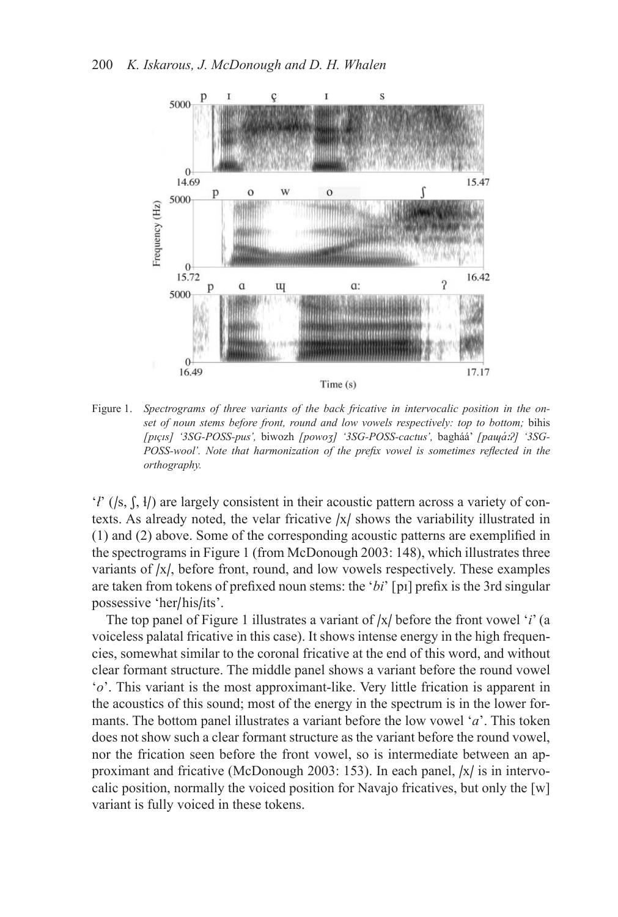Figure 1. *Spectrograms of three variants of the back fricative in intervocalic position in the onset of noun stems before front, round and low vowels respectively: top to bottom;* bihis *[pɪçɪs] '3SG-POSS-pus',* biwozh *[powoʒ] '3SG-POSS-cactus',* bagháá' *[paɰáːʔ] '3SG-POSS-wool'. Note that harmonization of the prefix vowel is sometimes reflected in the orthography.*

'*ł*' (/s, ʃ, ɬ/) are largely consistent in their acoustic pattern across a variety of contexts. As already noted, the velar fricative /x/ shows the variability illustrated in (1) and (2) above. Some of the corresponding acoustic patterns are exemplified in the spectrograms in Figure 1 (from McDonough 2003: 148), which illustrates three variants of /x/, before front, round, and low vowels respectively. These examples are taken from tokens of prefixed noun stems: the '*bi*' [pɪ] prefix is the 3rd singular possessive 'her/his/its'.

The top panel of Figure 1 illustrates a variant of /x/ before the front vowel '*i*' (a voiceless palatal fricative in this case). It shows intense energy in the high frequencies, somewhat similar to the coronal fricative at the end of this word, and without clear formant structure. The middle panel shows a variant before the round vowel '*o*'. This variant is the most approximant-like. Very little frication is apparent in the acoustics of this sound; most of the energy in the spectrum is in the lower formants. The bottom panel illustrates a variant before the low vowel '*a*'. This token does not show such a clear formant structure as the variant before the round vowel, nor the frication seen before the front vowel, so is intermediate between an approximant and fricative (McDonough 2003: 153). In each panel, /x/ is in intervocalic position, normally the voiced position for Navajo fricatives, but only the [w] variant is fully voiced in these tokens.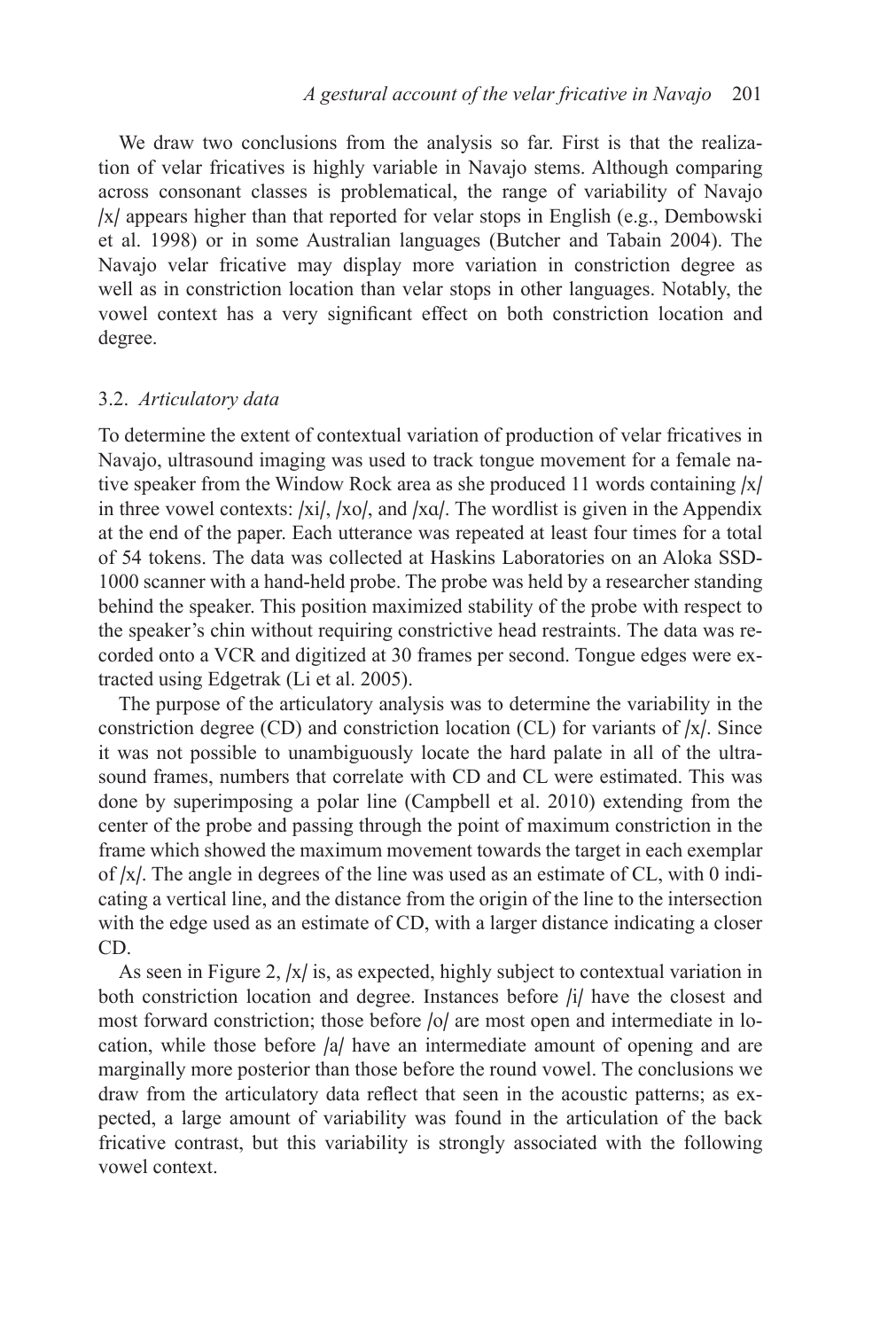We draw two conclusions from the analysis so far. First is that the realization of velar fricatives is highly variable in Navajo stems. Although comparing across consonant classes is problematical, the range of variability of Navajo /x/ appears higher than that reported for velar stops in English (e.g., Dembowski et al. 1998) or in some Australian languages (Butcher and Tabain 2004). The Navajo velar fricative may display more variation in constriction degree as well as in constriction location than velar stops in other languages. Notably, the vowel context has a very significant effect on both constriction location and degree.

### 3.2. *Articulatory data*

To determine the extent of contextual variation of production of velar fricatives in Navajo, ultrasound imaging was used to track tongue movement for a female native speaker from the Window Rock area as she produced 11 words containing /x/ in three vowel contexts: /xi/, /xo/, and /xɑ/. The wordlist is given in the Appendix at the end of the paper. Each utterance was repeated at least four times for a total of 54 tokens. The data was collected at Haskins Laboratories on an Aloka SSD-1000 scanner with a hand-held probe. The probe was held by a researcher standing behind the speaker. This position maximized stability of the probe with respect to the speaker's chin without requiring constrictive head restraints. The data was recorded onto a VCR and digitized at 30 frames per second. Tongue edges were extracted using Edgetrak (Li et al. 2005).

The purpose of the articulatory analysis was to determine the variability in the constriction degree (CD) and constriction location (CL) for variants of /x/. Since it was not possible to unambiguously locate the hard palate in all of the ultrasound frames, numbers that correlate with CD and CL were estimated. This was done by superimposing a polar line (Campbell et al. 2010) extending from the center of the probe and passing through the point of maximum constriction in the frame which showed the maximum movement towards the target in each exemplar of /x/. The angle in degrees of the line was used as an estimate of CL, with 0 indicating a vertical line, and the distance from the origin of the line to the intersection with the edge used as an estimate of CD, with a larger distance indicating a closer CD.

As seen in Figure 2, /x/ is, as expected, highly subject to contextual variation in both constriction location and degree. Instances before /i/ have the closest and most forward constriction; those before /o/ are most open and intermediate in location, while those before /a/ have an intermediate amount of opening and are marginally more posterior than those before the round vowel. The conclusions we draw from the articulatory data reflect that seen in the acoustic patterns; as expected, a large amount of variability was found in the articulation of the back fricative contrast, but this variability is strongly associated with the following vowel context.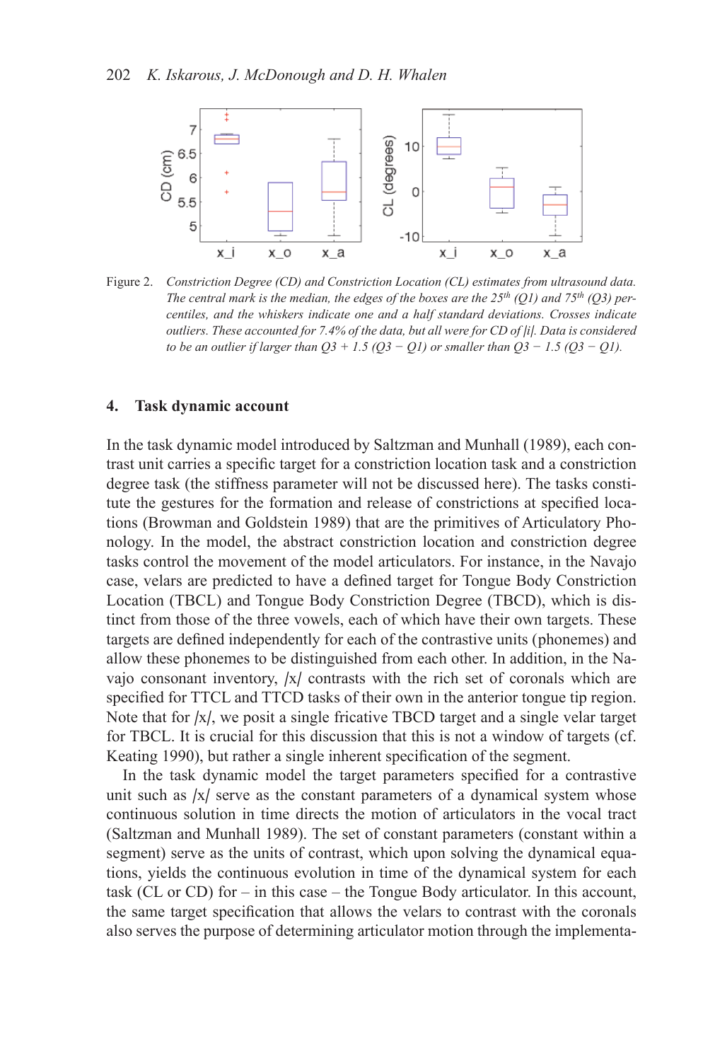Figure 2. *Constriction Degree (CD) and Constriction Location (CL) estimates from ultrasound data. The central mark is the median, the edges of the boxes are the 25th (Q1) and 75th (Q3) percentiles, and the whiskers indicate one and a half standard deviations. Crosses indicate outliers. These accounted for 7.4% of the data, but all were for CD of /i/. Data is considered to be an outlier if larger than Q3 + 1.5 (Q3 − Q1) or smaller than Q3 − 1.5 (Q3 − Q1).*

## 4. Task dynamic account

In the task dynamic model introduced by Saltzman and Munhall (1989), each contrast unit carries a specific target for a constriction location task and a constriction degree task (the stiffness parameter will not be discussed here). The tasks constitute the gestures for the formation and release of constrictions at specified locations (Browman and Goldstein 1989) that are the primitives of Articulatory Phonology. In the model, the abstract constriction location and constriction degree tasks control the movement of the model articulators. For instance, in the Navajo case, velars are predicted to have a defined target for Tongue Body Constriction Location (TBCL) and Tongue Body Constriction Degree (TBCD), which is distinct from those of the three vowels, each of which have their own targets. These targets are defined independently for each of the contrastive units (phonemes) and allow these phonemes to be distinguished from each other. In addition, in the Navajo consonant inventory, /x/ contrasts with the rich set of coronals which are specified for TTCL and TTCD tasks of their own in the anterior tongue tip region. Note that for /x/, we posit a single fricative TBCD target and a single velar target for TBCL. It is crucial for this discussion that this is not a window of targets (cf. Keating 1990), but rather a single inherent specification of the segment.

In the task dynamic model the target parameters specified for a contrastive unit such as /x/ serve as the constant parameters of a dynamical system whose continuous solution in time directs the motion of articulators in the vocal tract (Saltzman and Munhall 1989). The set of constant parameters (constant within a segment) serve as the units of contrast, which upon solving the dynamical equations, yields the continuous evolution in time of the dynamical system for each task (CL or CD) for – in this case – the Tongue Body articulator. In this account, the same target specification that allows the velars to contrast with the coronals also serves the purpose of determining articulator motion through the implementa-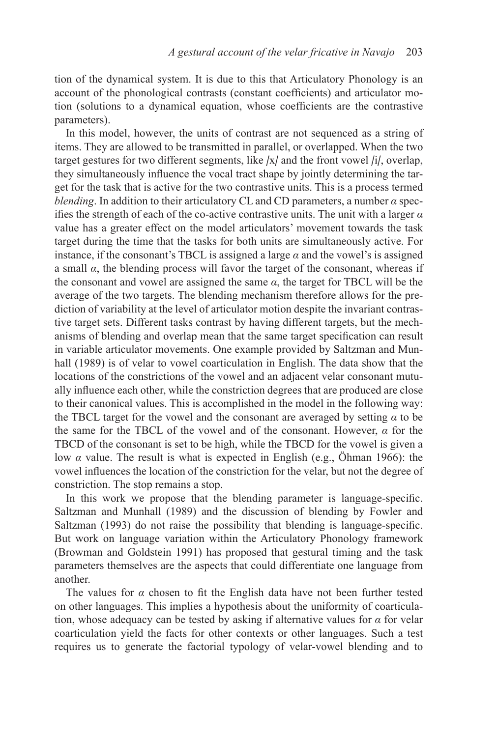tion of the dynamical system. It is due to this that Articulatory Phonology is an account of the phonological contrasts (constant coefficients) and articulator motion (solutions to a dynamical equation, whose coefficients are the contrastive parameters).

In this model, however, the units of contrast are not sequenced as a string of items. They are allowed to be transmitted in parallel, or overlapped. When the two target gestures for two different segments, like /x/ and the front vowel /i/, overlap, they simultaneously influence the vocal tract shape by jointly determining the target for the task that is active for the two contrastive units. This is a process termed *blending*. In addition to their articulatory CL and CD parameters, a number $\alpha$ specifies the strength of each of the co-active contrastive units. The unit with a larger $\alpha$ value has a greater effect on the model articulators' movement towards the task target during the time that the tasks for both units are simultaneously active. For instance, if the consonant's TBCL is assigned a large $\alpha$ and the vowel's is assigned a small $\alpha$, the blending process will favor the target of the consonant, whereas if the consonant and vowel are assigned the same $\alpha$, the target for TBCL will be the average of the two targets. The blending mechanism therefore allows for the prediction of variability at the level of articulator motion despite the invariant contrastive target sets. Different tasks contrast by having different targets, but the mechanisms of blending and overlap mean that the same target specification can result in variable articulator movements. One example provided by Saltzman and Munhall (1989) is of velar to vowel coarticulation in English. The data show that the locations of the constrictions of the vowel and an adjacent velar consonant mutually influence each other, while the constriction degrees that are produced are close to their canonical values. This is accomplished in the model in the following way: the TBCL target for the vowel and the consonant are averaged by setting $\alpha$ to be the same for the TBCL of the vowel and of the consonant. However, $\alpha$ for the TBCD of the consonant is set to be high, while the TBCD for the vowel is given a low $\alpha$ value. The result is what is expected in English (e.g., Öhman 1966): the vowel influences the location of the constriction for the velar, but not the degree of constriction. The stop remains a stop.

In this work we propose that the blending parameter is language-specific. Saltzman and Munhall (1989) and the discussion of blending by Fowler and Saltzman (1993) do not raise the possibility that blending is language-specific. But work on language variation within the Articulatory Phonology framework (Browman and Goldstein 1991) has proposed that gestural timing and the task parameters themselves are the aspects that could differentiate one language from another.

The values for $\alpha$ chosen to fit the English data have not been further tested on other languages. This implies a hypothesis about the uniformity of coarticulation, whose adequacy can be tested by asking if alternative values for $\alpha$ for velar coarticulation yield the facts for other contexts or other languages. Such a test requires us to generate the factorial typology of velar-vowel blending and to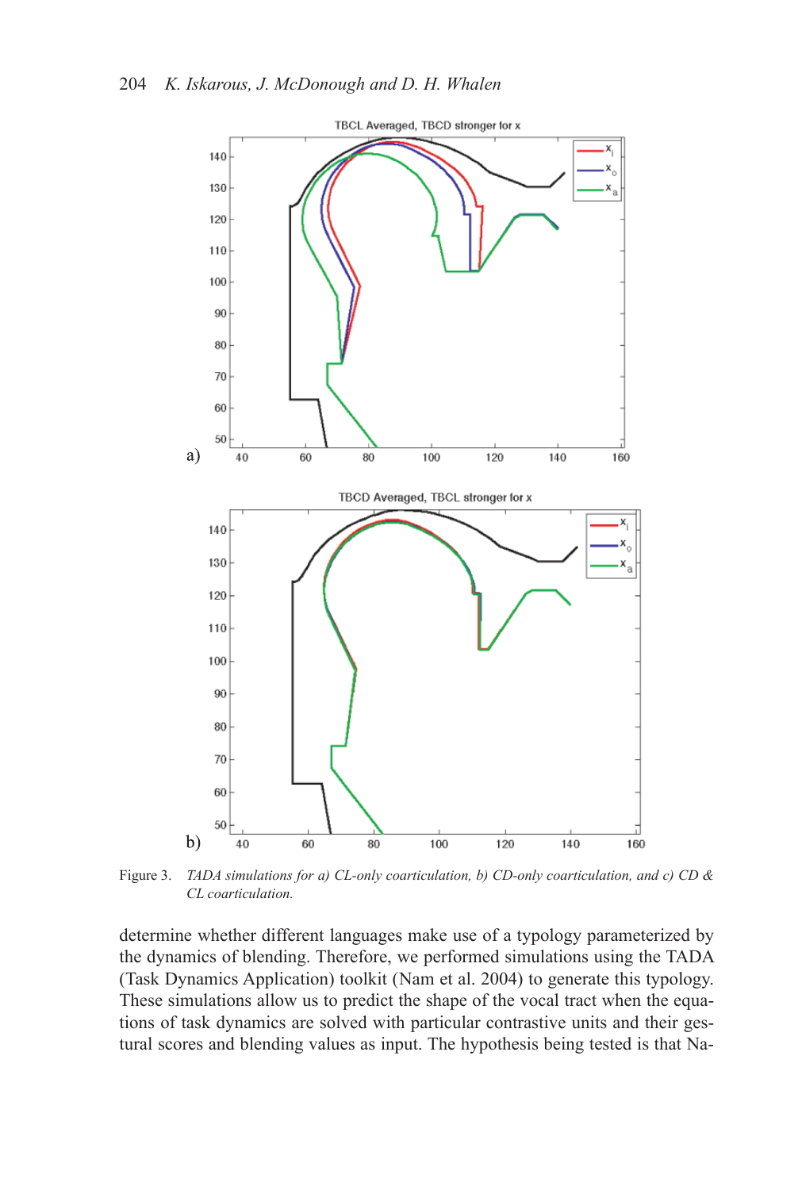Figure 3. *TADA simulations for a) CL-only coarticulation, b) CD-only coarticulation, and c) CD & CL coarticulation.*

determine whether different languages make use of a typology parameterized by the dynamics of blending. Therefore, we performed simulations using the TADA (Task Dynamics Application) toolkit (Nam et al. 2004) to generate this typology. These simulations allow us to predict the shape of the vocal tract when the equations of task dynamics are solved with particular contrastive units and their gestural scores and blending values as input. The hypothesis being tested is that Na-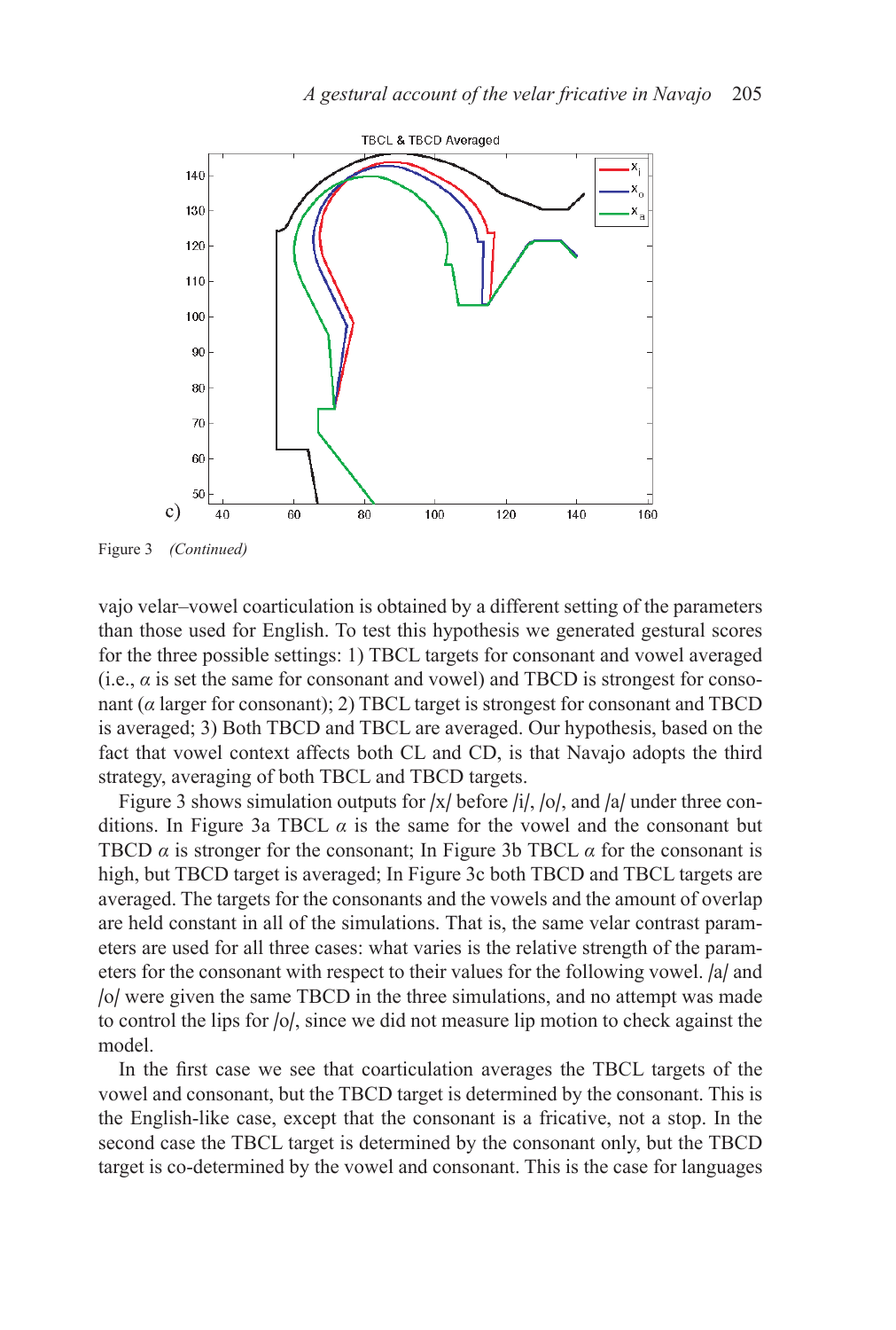Figure 3 *(Continued)*

vajo velar–vowel coarticulation is obtained by a different setting of the parameters than those used for English. To test this hypothesis we generated gestural scores for the three possible settings: 1) TBCL targets for consonant and vowel averaged (i.e., $\alpha$ is set the same for consonant and vowel) and TBCD is strongest for consonant ($\alpha$ larger for consonant); 2) TBCL target is strongest for consonant and TBCD is averaged; 3) Both TBCD and TBCL are averaged. Our hypothesis, based on the fact that vowel context affects both CL and CD, is that Navajo adopts the third strategy, averaging of both TBCL and TBCD targets.

Figure 3 shows simulation outputs for /x/ before /i/, /o/, and /a/ under three conditions. In Figure 3a TBCL $\alpha$ is the same for the vowel and the consonant but TBCD $\alpha$ is stronger for the consonant; In Figure 3b TBCL $\alpha$ for the consonant is high, but TBCD target is averaged; In Figure 3c both TBCD and TBCL targets are averaged. The targets for the consonants and the vowels and the amount of overlap are held constant in all of the simulations. That is, the same velar contrast parameters are used for all three cases: what varies is the relative strength of the parameters for the consonant with respect to their values for the following vowel. /a/ and /o/ were given the same TBCD in the three simulations, and no attempt was made to control the lips for /o/, since we did not measure lip motion to check against the model.

In the first case we see that coarticulation averages the TBCL targets of the vowel and consonant, but the TBCD target is determined by the consonant. This is the English-like case, except that the consonant is a fricative, not a stop. In the second case the TBCL target is determined by the consonant only, but the TBCD target is co-determined by the vowel and consonant. This is the case for languages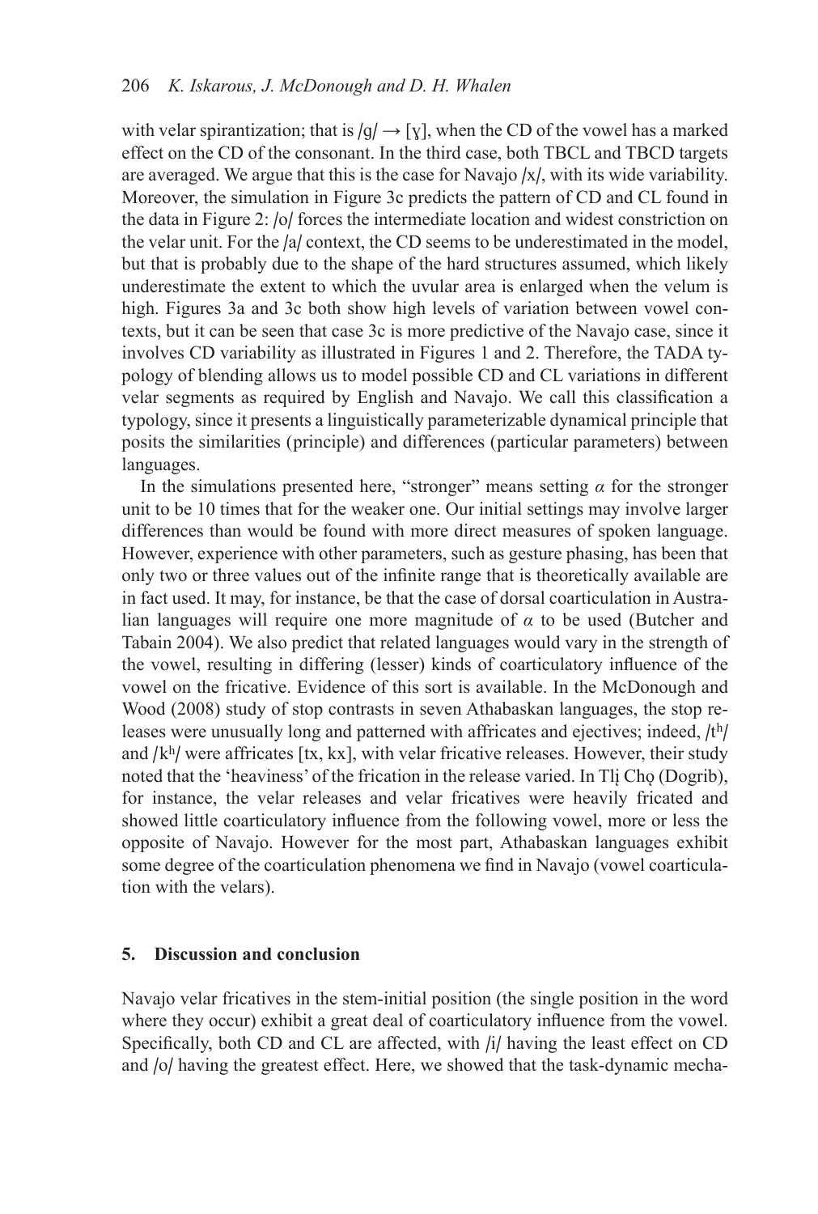with velar spirantization; that is /g/ → [ɣ], when the CD of the vowel has a marked effect on the CD of the consonant. In the third case, both TBCL and TBCD targets are averaged. We argue that this is the case for Navajo /x/, with its wide variability. Moreover, the simulation in Figure 3c predicts the pattern of CD and CL found in the data in Figure 2: /o/ forces the intermediate location and widest constriction on the velar unit. For the /a/ context, the CD seems to be underestimated in the model, but that is probably due to the shape of the hard structures assumed, which likely underestimate the extent to which the uvular area is enlarged when the velum is high. Figures 3a and 3c both show high levels of variation between vowel contexts, but it can be seen that case 3c is more predictive of the Navajo case, since it involves CD variability as illustrated in Figures 1 and 2. Therefore, the TADA typology of blending allows us to model possible CD and CL variations in different velar segments as required by English and Navajo. We call this classification a typology, since it presents a linguistically parameterizable dynamical principle that posits the similarities (principle) and differences (particular parameters) between languages.

In the simulations presented here, "stronger" means setting $\alpha$ for the stronger unit to be 10 times that for the weaker one. Our initial settings may involve larger differences than would be found with more direct measures of spoken language. However, experience with other parameters, such as gesture phasing, has been that only two or three values out of the infinite range that is theoretically available are in fact used. It may, for instance, be that the case of dorsal coarticulation in Australian languages will require one more magnitude of $\alpha$ to be used (Butcher and Tabain 2004). We also predict that related languages would vary in the strength of the vowel, resulting in differing (lesser) kinds of coarticulatory influence of the vowel on the fricative. Evidence of this sort is available. In the McDonough and Wood (2008) study of stop contrasts in seven Athabaskan languages, the stop releases were unusually long and patterned with affricates and ejectives; indeed, /tʰ/ and /kʰ/ were affricates [tx, kx], with velar fricative releases. However, their study noted that the 'heaviness' of the frication in the release varied. In Tłı̨ Chǫ (Dogrib), for instance, the velar releases and velar fricatives were heavily fricated and showed little coarticulatory influence from the following vowel, more or less the opposite of Navajo. However for the most part, Athabaskan languages exhibit some degree of the coarticulation phenomena we find in Navajo (vowel coarticulation with the velars).

## 5. Discussion and conclusion

Navajo velar fricatives in the stem-initial position (the single position in the word where they occur) exhibit a great deal of coarticulatory influence from the vowel. Specifically, both CD and CL are affected, with /i/ having the least effect on CD and /o/ having the greatest effect. Here, we showed that the task-dynamic mecha-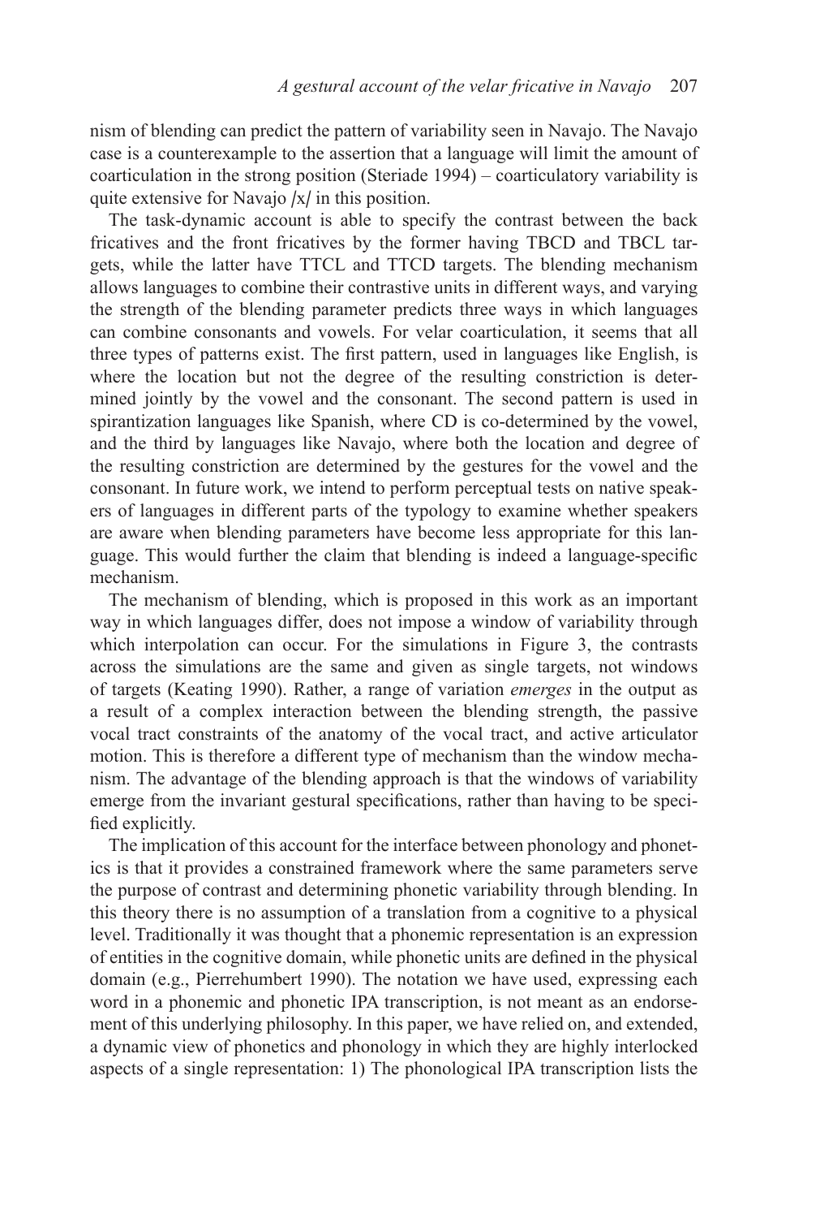nism of blending can predict the pattern of variability seen in Navajo. The Navajo case is a counterexample to the assertion that a language will limit the amount of coarticulation in the strong position (Steriade 1994) – coarticulatory variability is quite extensive for Navajo /x/ in this position.

The task-dynamic account is able to specify the contrast between the back fricatives and the front fricatives by the former having TBCD and TBCL targets, while the latter have TTCL and TTCD targets. The blending mechanism allows languages to combine their contrastive units in different ways, and varying the strength of the blending parameter predicts three ways in which languages can combine consonants and vowels. For velar coarticulation, it seems that all three types of patterns exist. The first pattern, used in languages like English, is where the location but not the degree of the resulting constriction is determined jointly by the vowel and the consonant. The second pattern is used in spirantization languages like Spanish, where CD is co-determined by the vowel, and the third by languages like Navajo, where both the location and degree of the resulting constriction are determined by the gestures for the vowel and the consonant. In future work, we intend to perform perceptual tests on native speakers of languages in different parts of the typology to examine whether speakers are aware when blending parameters have become less appropriate for this language. This would further the claim that blending is indeed a language-specific mechanism.

The mechanism of blending, which is proposed in this work as an important way in which languages differ, does not impose a window of variability through which interpolation can occur. For the simulations in Figure 3, the contrasts across the simulations are the same and given as single targets, not windows of targets (Keating 1990). Rather, a range of variation *emerges* in the output as a result of a complex interaction between the blending strength, the passive vocal tract constraints of the anatomy of the vocal tract, and active articulator motion. This is therefore a different type of mechanism than the window mechanism. The advantage of the blending approach is that the windows of variability emerge from the invariant gestural specifications, rather than having to be specified explicitly.

The implication of this account for the interface between phonology and phonetics is that it provides a constrained framework where the same parameters serve the purpose of contrast and determining phonetic variability through blending. In this theory there is no assumption of a translation from a cognitive to a physical level. Traditionally it was thought that a phonemic representation is an expression of entities in the cognitive domain, while phonetic units are defined in the physical domain (e.g., Pierrehumbert 1990). The notation we have used, expressing each word in a phonemic and phonetic IPA transcription, is not meant as an endorsement of this underlying philosophy. In this paper, we have relied on, and extended, a dynamic view of phonetics and phonology in which they are highly interlocked aspects of a single representation: 1) The phonological IPA transcription lists the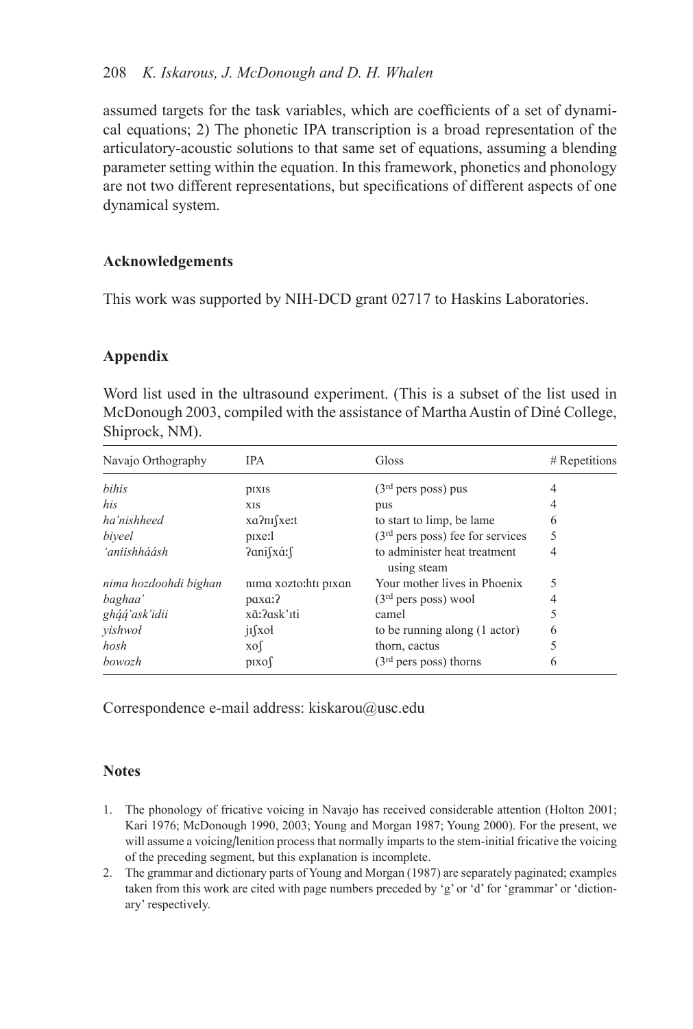assumed targets for the task variables, which are coefficients of a set of dynamical equations; 2) The phonetic IPA transcription is a broad representation of the articulatory-acoustic solutions to that same set of equations, assuming a blending parameter setting within the equation. In this framework, phonetics and phonology are not two different representations, but specifications of different aspects of one dynamical system.

## Acknowledgements

This work was supported by NIH-DCD grant 02717 to Haskins Laboratories.

## Appendix

Word list used in the ultrasound experiment. (This is a subset of the list used in McDonough 2003, compiled with the assistance of Martha Austin of Diné College, Shiprock, NM).

| Navajo Orthography | IPA | Gloss | # Repetitions |
|---|---|---|---|
| *bihis* | pɪxɪs | (3rd pers poss) pus | 4 |
| *his* | xɪs | pus | 4 |
| *ha'nishheed* | xaʔnɪʃxeːt | to start to limp, be lame | 6 |
| *biyeel* | pɪxeːl | (3rd pers poss) fee for services | 5 |
| *'aniishháásh* | ʔaniʃxáːʃ | to administer heat treatment using steam | 4 |
| *nima hozdoohdi bighan* | nɪma xoztoːhtɪ pɪxan | Your mother lives in Phoenix | 5 |
| *baghaa'* | paxaːʔ | (3rd pers poss) wool | 4 |
| *ghą́ą́'ask'idii* | xãːʔaskʼɪti | camel | 5 |
| *yishwoł* | jɪʃxoɬ | to be running along (1 actor) | 6 |
| *hosh* | xoʃ | thorn, cactus | 5 |
| *bowozh* | pɪxoʃ | (3rd pers poss) thorns | 6 |

Correspondence e-mail address: kiskarou@usc.edu

## Notes

1. The phonology of fricative voicing in Navajo has received considerable attention (Holton 2001; Kari 1976; McDonough 1990, 2003; Young and Morgan 1987; Young 2000). For the present, we will assume a voicing/lenition process that normally imparts to the stem-initial fricative the voicing of the preceding segment, but this explanation is incomplete.
2. The grammar and dictionary parts of Young and Morgan (1987) are separately paginated; examples taken from this work are cited with page numbers preceded by 'g' or 'd' for 'grammar' or 'dictionary' respectively.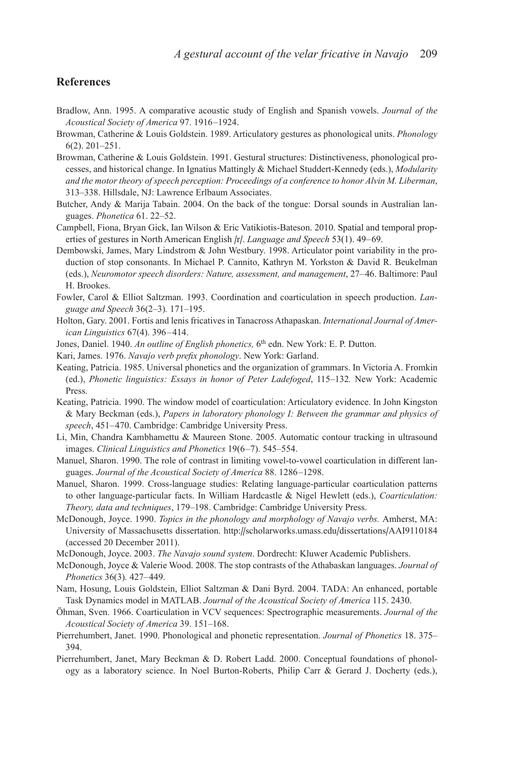## References

Bradlow, Ann. 1995. A comparative acoustic study of English and Spanish vowels. *Journal of the Acoustical Society of America* 97. 1916–1924.

Browman, Catherine & Louis Goldstein. 1989. Articulatory gestures as phonological units. *Phonology* 6(2). 201–251.

Browman, Catherine & Louis Goldstein. 1991. Gestural structures: Distinctiveness, phonological processes, and historical change. In Ignatius Mattingly & Michael Studdert-Kennedy (eds.), *Modularity and the motor theory of speech perception: Proceedings of a conference to honor Alvin M. Liberman*, 313–338. Hillsdale, NJ: Lawrence Erlbaum Associates.

Butcher, Andy & Marija Tabain. 2004. On the back of the tongue: Dorsal sounds in Australian languages. *Phonetica* 61. 22–52.

Campbell, Fiona, Bryan Gick, Ian Wilson & Eric Vatikiotis-Bateson. 2010. Spatial and temporal properties of gestures in North American English /r/. *Language and Speech* 53(1). 49–69.

Dembowski, James, Mary Lindstrom & John Westbury. 1998. Articulator point variability in the production of stop consonants. In Michael P. Cannito, Kathryn M. Yorkston & David R. Beukelman (eds.), *Neuromotor speech disorders: Nature, assessment, and management*, 27–46. Baltimore: Paul H. Brookes.

Fowler, Carol & Elliot Saltzman. 1993. Coordination and coarticulation in speech production. *Language and Speech* 36(2–3). 171–195.

Holton, Gary. 2001. Fortis and lenis fricatives in Tanacross Athapaskan. *International Journal of American Linguistics* 67(4). 396–414.

Jones, Daniel. 1940. *An outline of English phonetics,* 6th edn. New York: E. P. Dutton.

Kari, James. 1976. *Navajo verb prefix phonology*. New York: Garland.

Keating, Patricia. 1985. Universal phonetics and the organization of grammars. In Victoria A. Fromkin (ed.), *Phonetic linguistics: Essays in honor of Peter Ladefoged*, 115–132. New York: Academic Press.

Keating, Patricia. 1990. The window model of coarticulation: Articulatory evidence. In John Kingston & Mary Beckman (eds.), *Papers in laboratory phonology I: Between the grammar and physics of speech*, 451–470. Cambridge: Cambridge University Press.

Li, Min, Chandra Kambhamettu & Maureen Stone. 2005. Automatic contour tracking in ultrasound images. *Clinical Linguistics and Phonetics* 19(6–7). 545–554.

Manuel, Sharon. 1990. The role of contrast in limiting vowel-to-vowel coarticulation in different languages. *Journal of the Acoustical Society of America* 88. 1286–1298.

Manuel, Sharon. 1999. Cross-language studies: Relating language-particular coarticulation patterns to other language-particular facts. In William Hardcastle & Nigel Hewlett (eds.), *Coarticulation: Theory, data and techniques*, 179–198. Cambridge: Cambridge University Press.

McDonough, Joyce. 1990. *Topics in the phonology and morphology of Navajo verbs.* Amherst, MA: University of Massachusetts dissertation. http://scholarworks.umass.edu/dissertations/AAI9110184 (accessed 20 December 2011).

McDonough, Joyce. 2003. *The Navajo sound system*. Dordrecht: Kluwer Academic Publishers.

McDonough, Joyce & Valerie Wood. 2008. The stop contrasts of the Athabaskan languages. *Journal of Phonetics* 36(3). 427–449.

Nam, Hosung, Louis Goldstein, Elliot Saltzman & Dani Byrd. 2004. TADA: An enhanced, portable Task Dynamics model in MATLAB. *Journal of the Acoustical Society of America* 115. 2430.

Öhman, Sven. 1966. Coarticulation in VCV sequences: Spectrographic measurements. *Journal of the Acoustical Society of America* 39. 151–168.

Pierrehumbert, Janet. 1990. Phonological and phonetic representation. *Journal of Phonetics* 18. 375–394.

Pierrehumbert, Janet, Mary Beckman & D. Robert Ladd. 2000. Conceptual foundations of phonology as a laboratory science. In Noel Burton-Roberts, Philip Carr & Gerard J. Docherty (eds.),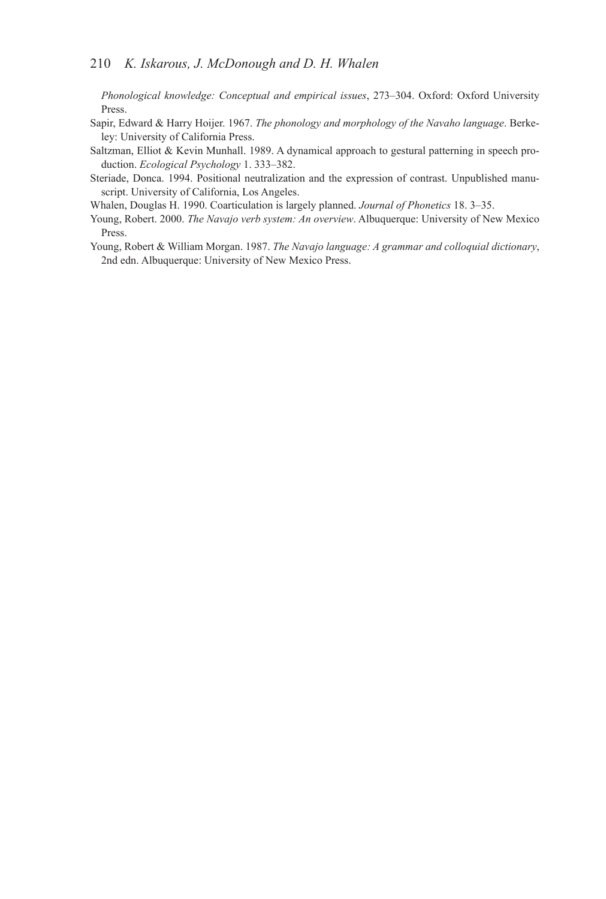*Phonological knowledge: Conceptual and empirical issues*, 273–304. Oxford: Oxford University Press.

Sapir, Edward & Harry Hoijer. 1967. *The phonology and morphology of the Navaho language*. Berkeley: University of California Press.

Saltzman, Elliot & Kevin Munhall. 1989. A dynamical approach to gestural patterning in speech production. *Ecological Psychology* 1. 333–382.

Steriade, Donca. 1994. Positional neutralization and the expression of contrast. Unpublished manuscript. University of California, Los Angeles.

Whalen, Douglas H. 1990. Coarticulation is largely planned. *Journal of Phonetics* 18. 3–35.

Young, Robert. 2000. *The Navajo verb system: An overview*. Albuquerque: University of New Mexico Press.

Young, Robert & William Morgan. 1987. *The Navajo language: A grammar and colloquial dictionary*, 2nd edn. Albuquerque: University of New Mexico Press.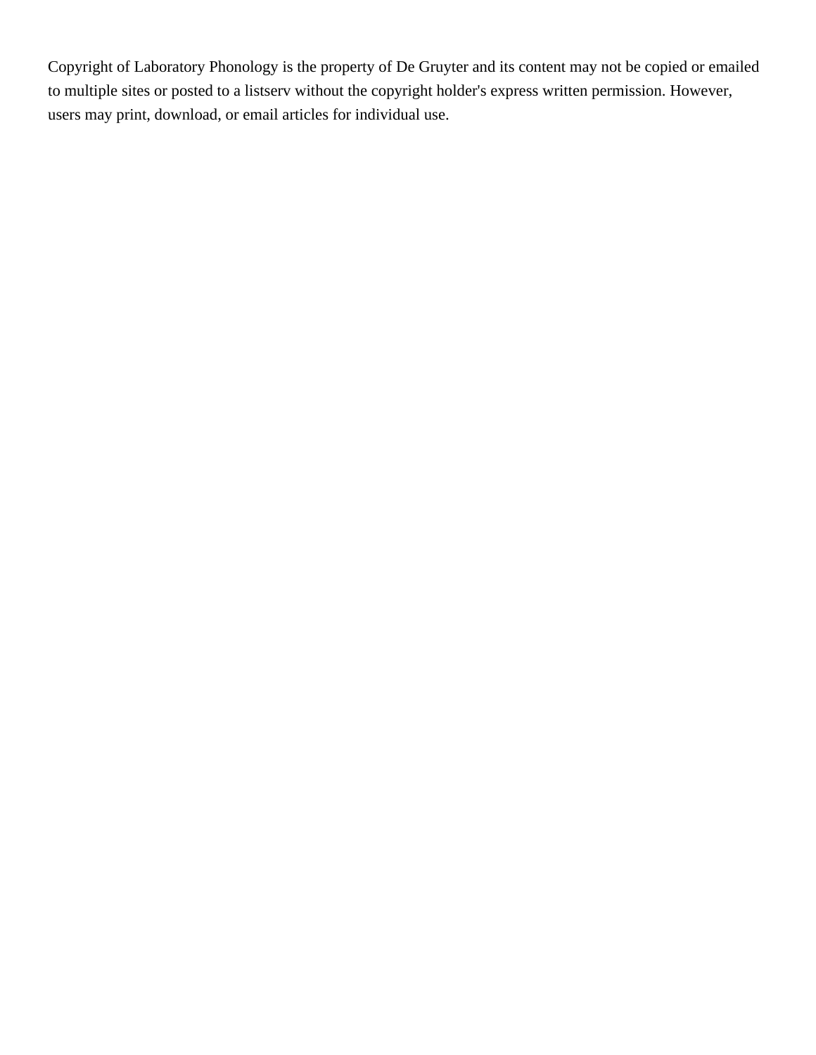Copyright of Laboratory Phonology is the property of De Gruyter and its content may not be copied or emailed to multiple sites or posted to a listserv without the copyright holder's express written permission. However, users may print, download, or email articles for individual use.